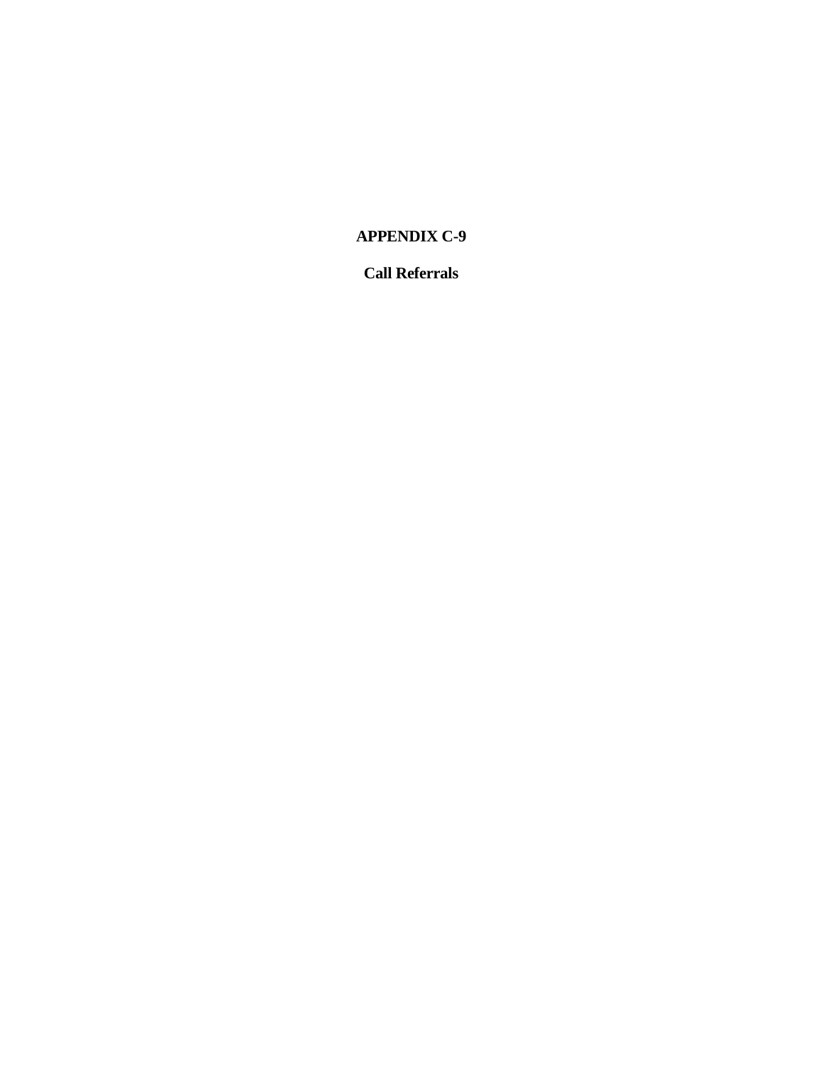# APPENDIX C-9

## Call Referrals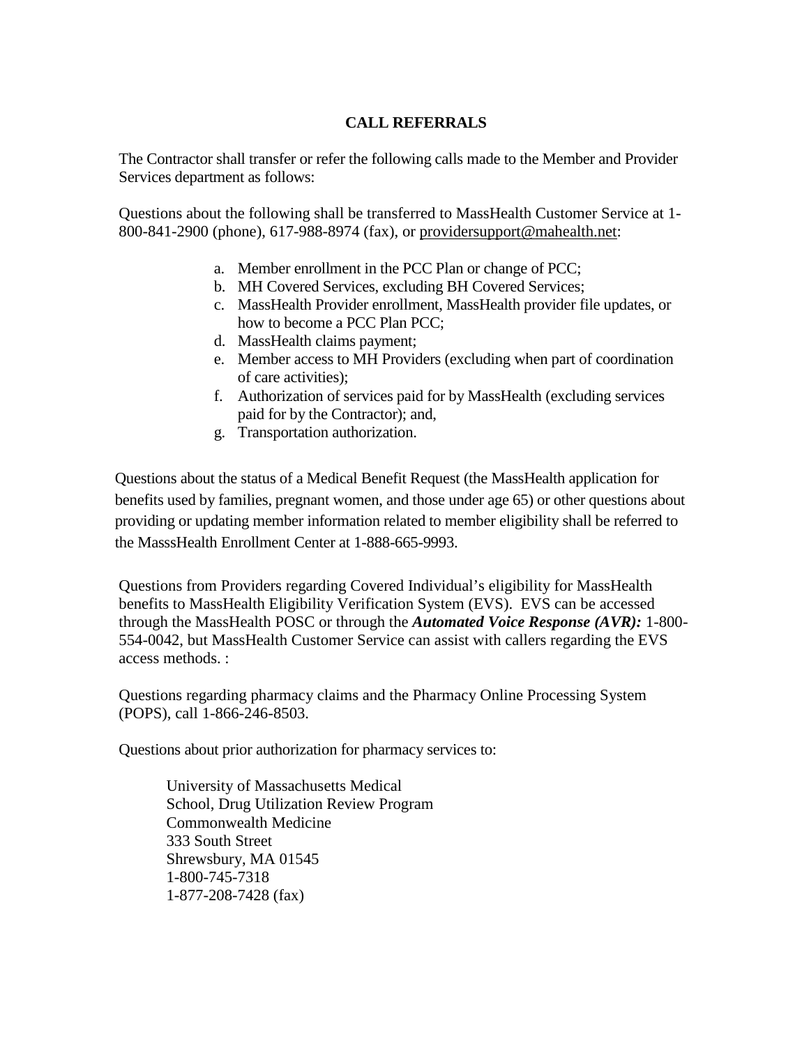## CALL REFERRALS

The Contractor shall transfer or refer the following calls made to the Member and Provider Services department as follows:

Questions about the following shall be transferred to MassHealth Customer Service at 1-800-841-2900 (phone), 617-988-8974 (fax), or providersupport@mahealth.net:

a. Member enrollment in the PCC Plan or change of PCC;
b. MH Covered Services, excluding BH Covered Services;
c. MassHealth Provider enrollment, MassHealth provider file updates, or how to become a PCC Plan PCC;
d. MassHealth claims payment;
e. Member access to MH Providers (excluding when part of coordination of care activities);
f. Authorization of services paid for by MassHealth (excluding services paid for by the Contractor); and,
g. Transportation authorization.

Questions about the status of a Medical Benefit Request (the MassHealth application for benefits used by families, pregnant women, and those under age 65) or other questions about providing or updating member information related to member eligibility shall be referred to the MasssHealth Enrollment Center at 1-888-665-9993.

Questions from Providers regarding Covered Individual's eligibility for MassHealth benefits to MassHealth Eligibility Verification System (EVS). EVS can be accessed through the MassHealth POSC or through the ***Automated Voice Response (AVR):*** 1-800-554-0042, but MassHealth Customer Service can assist with callers regarding the EVS access methods. :

Questions regarding pharmacy claims and the Pharmacy Online Processing System (POPS), call 1-866-246-8503.

Questions about prior authorization for pharmacy services to:

University of Massachusetts Medical
School, Drug Utilization Review Program
Commonwealth Medicine
333 South Street
Shrewsbury, MA 01545
1-800-745-7318
1-877-208-7428 (fax)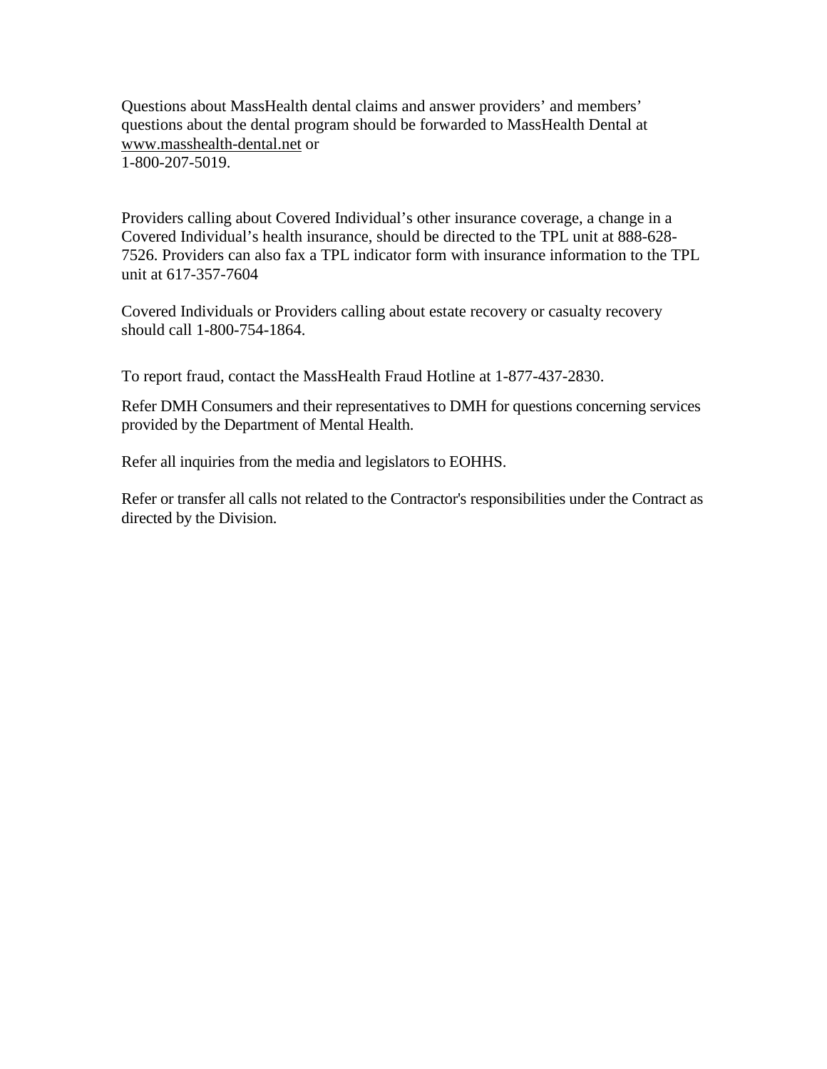Questions about MassHealth dental claims and answer providers' and members' questions about the dental program should be forwarded to MassHealth Dental at www.masshealth-dental.net or
1-800-207-5019.

Providers calling about Covered Individual's other insurance coverage, a change in a Covered Individual's health insurance, should be directed to the TPL unit at 888-628-7526. Providers can also fax a TPL indicator form with insurance information to the TPL unit at 617-357-7604

Covered Individuals or Providers calling about estate recovery or casualty recovery should call 1-800-754-1864.

To report fraud, contact the MassHealth Fraud Hotline at 1-877-437-2830.

Refer DMH Consumers and their representatives to DMH for questions concerning services provided by the Department of Mental Health.

Refer all inquiries from the media and legislators to EOHHS.

Refer or transfer all calls not related to the Contractor's responsibilities under the Contract as directed by the Division.